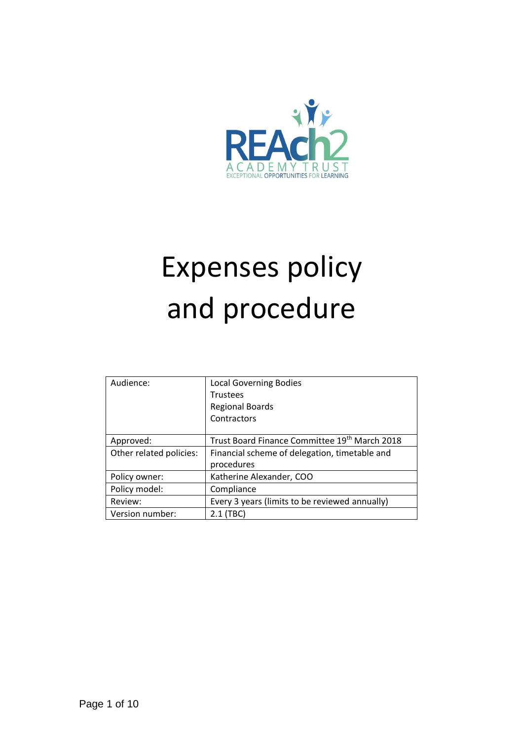REAch2

ACADEMY TRUST

EXCEPTIONAL OPPORTUNITIES FOR LEARNING

# Expenses policy and procedure

| Audience: | Local Governing Bodies<br>Trustees<br>Regional Boards<br>Contractors |
|---|---|
| Approved: | Trust Board Finance Committee 19th March 2018 |
| Other related policies: | Financial scheme of delegation, timetable and procedures |
| Policy owner: | Katherine Alexander, COO |
| Policy model: | Compliance |
| Review: | Every 3 years (limits to be reviewed annually) |
| Version number: | 2.1 (TBC) |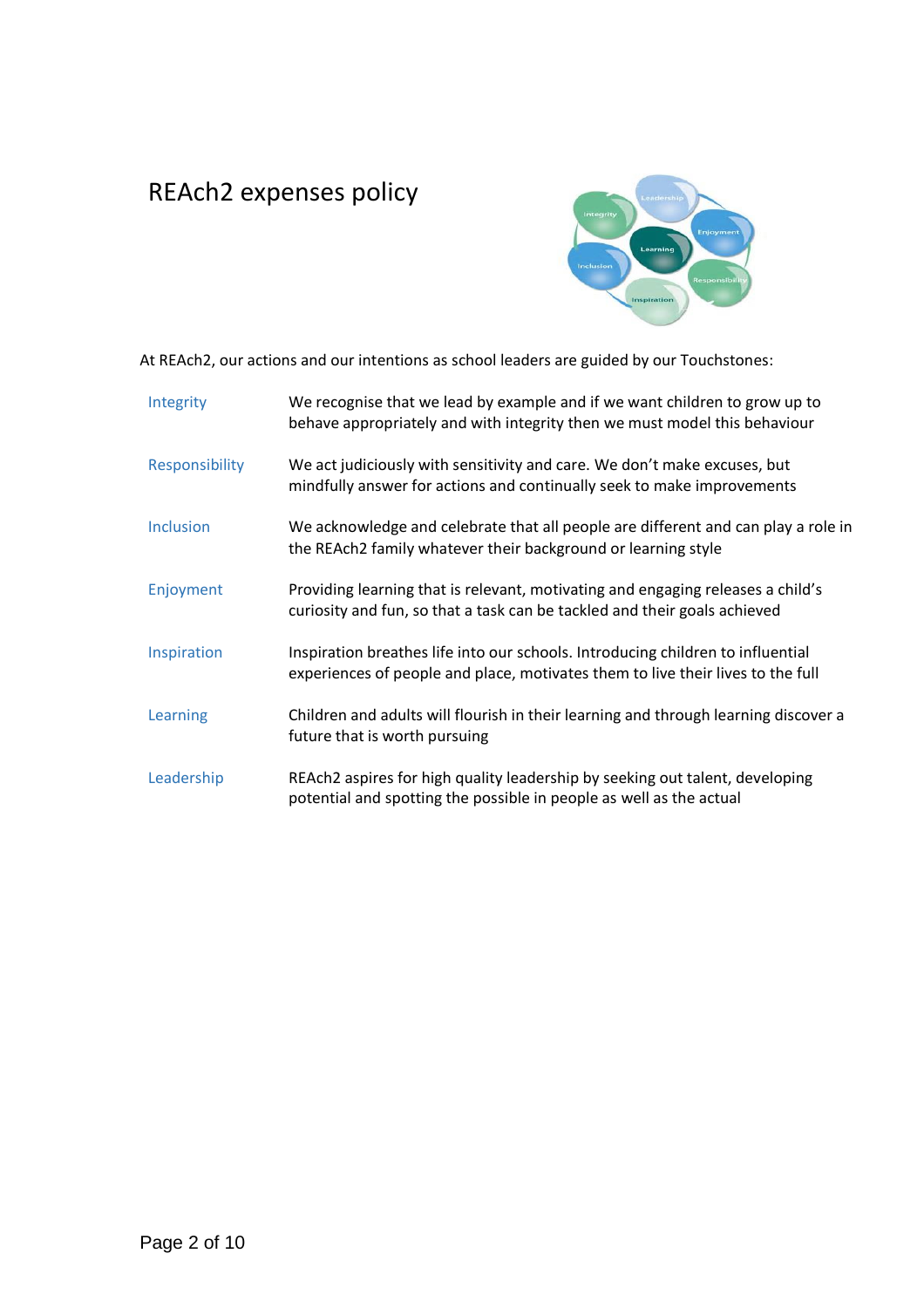# REAch2 expenses policy

At REAch2, our actions and our intentions as school leaders are guided by our Touchstones:

| | |
|---|---|
| Integrity | We recognise that we lead by example and if we want children to grow up to behave appropriately and with integrity then we must model this behaviour |
| Responsibility | We act judiciously with sensitivity and care. We don't make excuses, but mindfully answer for actions and continually seek to make improvements |
| Inclusion | We acknowledge and celebrate that all people are different and can play a role in the REAch2 family whatever their background or learning style |
| Enjoyment | Providing learning that is relevant, motivating and engaging releases a child's curiosity and fun, so that a task can be tackled and their goals achieved |
| Inspiration | Inspiration breathes life into our schools. Introducing children to influential experiences of people and place, motivates them to live their lives to the full |
| Learning | Children and adults will flourish in their learning and through learning discover a future that is worth pursuing |
| Leadership | REAch2 aspires for high quality leadership by seeking out talent, developing potential and spotting the possible in people as well as the actual |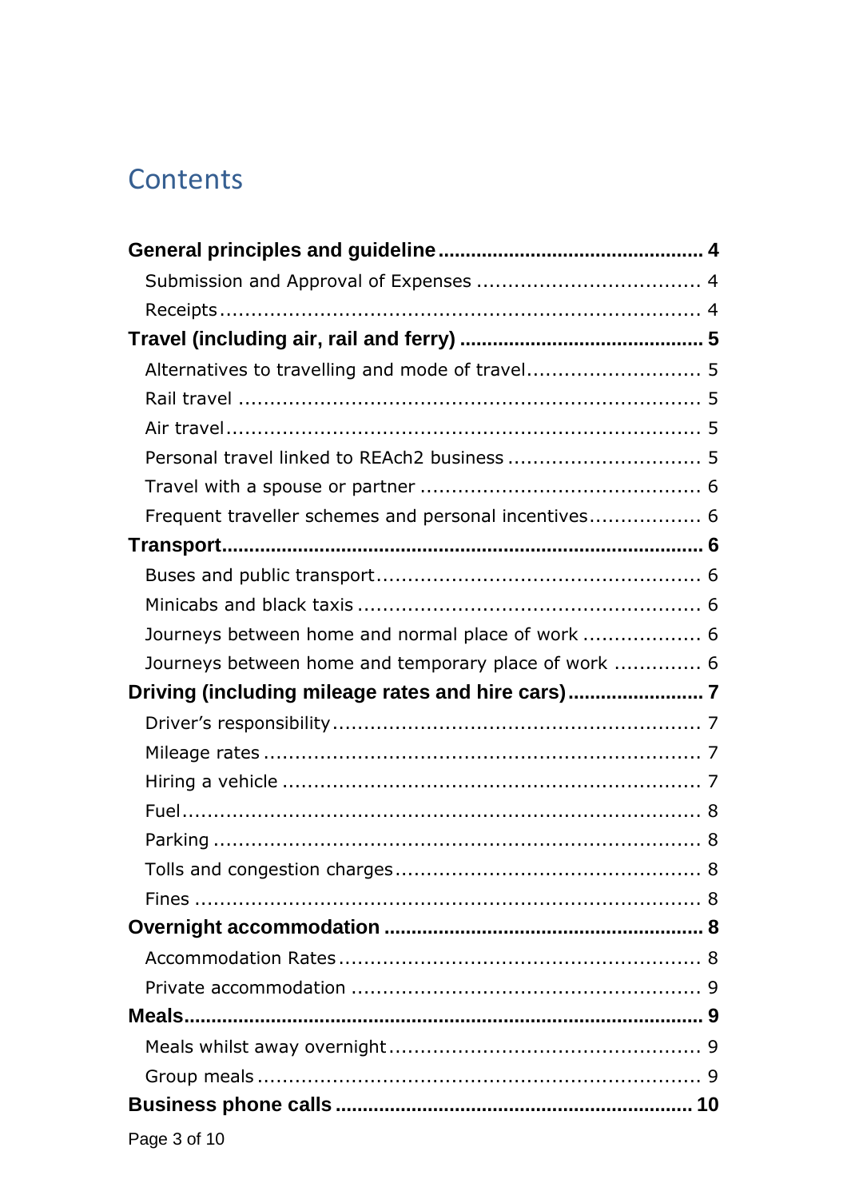# Contents

**General principles and guideline ................................................ 4**

- Submission and Approval of Expenses ................................... 4
- Receipts ............................................................................ 4

**Travel (including air, rail and ferry) ............................................ 5**

- Alternatives to travelling and mode of travel ........................... 5
- Rail travel ......................................................................... 5
- Air travel ........................................................................... 5
- Personal travel linked to REAch2 business .............................. 5
- Travel with a spouse or partner ............................................ 6
- Frequent traveller schemes and personal incentives ................. 6

**Transport ...................................................................................... 6**

- Buses and public transport .................................................... 6
- Minicabs and black taxis ...................................................... 6
- Journeys between home and normal place of work .................. 6
- Journeys between home and temporary place of work ............. 6

**Driving (including mileage rates and hire cars) ......................... 7**

- Driver's responsibility .......................................................... 7
- Mileage rates ..................................................................... 7
- Hiring a vehicle .................................................................. 7
- Fuel ................................................................................... 8
- Parking .............................................................................. 8
- Tolls and congestion charges ................................................ 8
- Fines ................................................................................. 8

**Overnight accommodation ......................................................... 8**

- Accommodation Rates ......................................................... 8
- Private accommodation ....................................................... 9

**Meals ............................................................................................ 9**

- Meals whilst away overnight ................................................. 9
- Group meals ...................................................................... 9

**Business phone calls ................................................................ 10**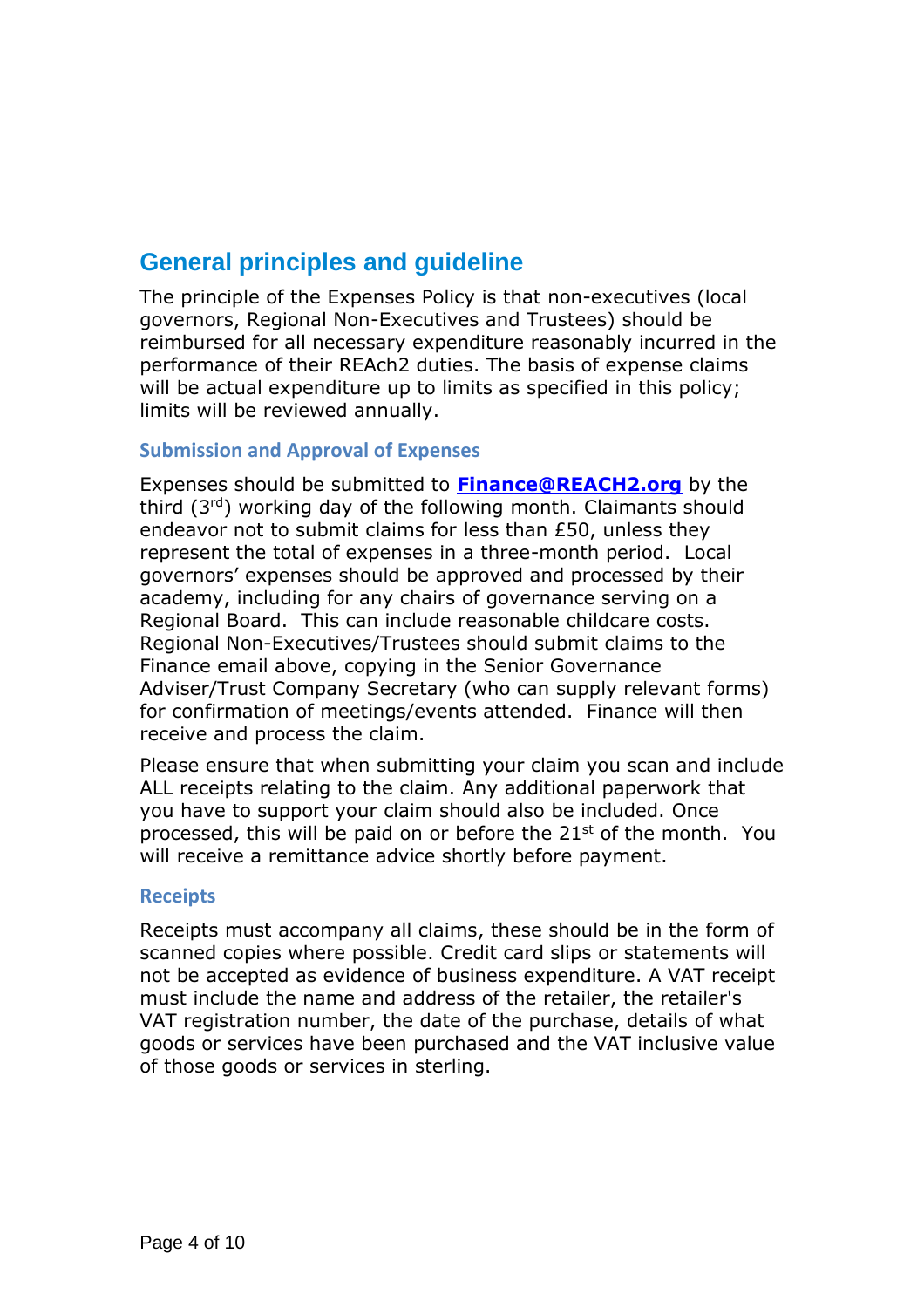## General principles and guideline

The principle of the Expenses Policy is that non-executives (local governors, Regional Non-Executives and Trustees) should be reimbursed for all necessary expenditure reasonably incurred in the performance of their REAch2 duties. The basis of expense claims will be actual expenditure up to limits as specified in this policy; limits will be reviewed annually.

### Submission and Approval of Expenses

Expenses should be submitted to **Finance@REACH2.org** by the third (3rd) working day of the following month. Claimants should endeavor not to submit claims for less than £50, unless they represent the total of expenses in a three-month period. Local governors' expenses should be approved and processed by their academy, including for any chairs of governance serving on a Regional Board. This can include reasonable childcare costs. Regional Non-Executives/Trustees should submit claims to the Finance email above, copying in the Senior Governance Adviser/Trust Company Secretary (who can supply relevant forms) for confirmation of meetings/events attended. Finance will then receive and process the claim.

Please ensure that when submitting your claim you scan and include ALL receipts relating to the claim. Any additional paperwork that you have to support your claim should also be included. Once processed, this will be paid on or before the 21st of the month. You will receive a remittance advice shortly before payment.

### Receipts

Receipts must accompany all claims, these should be in the form of scanned copies where possible. Credit card slips or statements will not be accepted as evidence of business expenditure. A VAT receipt must include the name and address of the retailer, the retailer's VAT registration number, the date of the purchase, details of what goods or services have been purchased and the VAT inclusive value of those goods or services in sterling.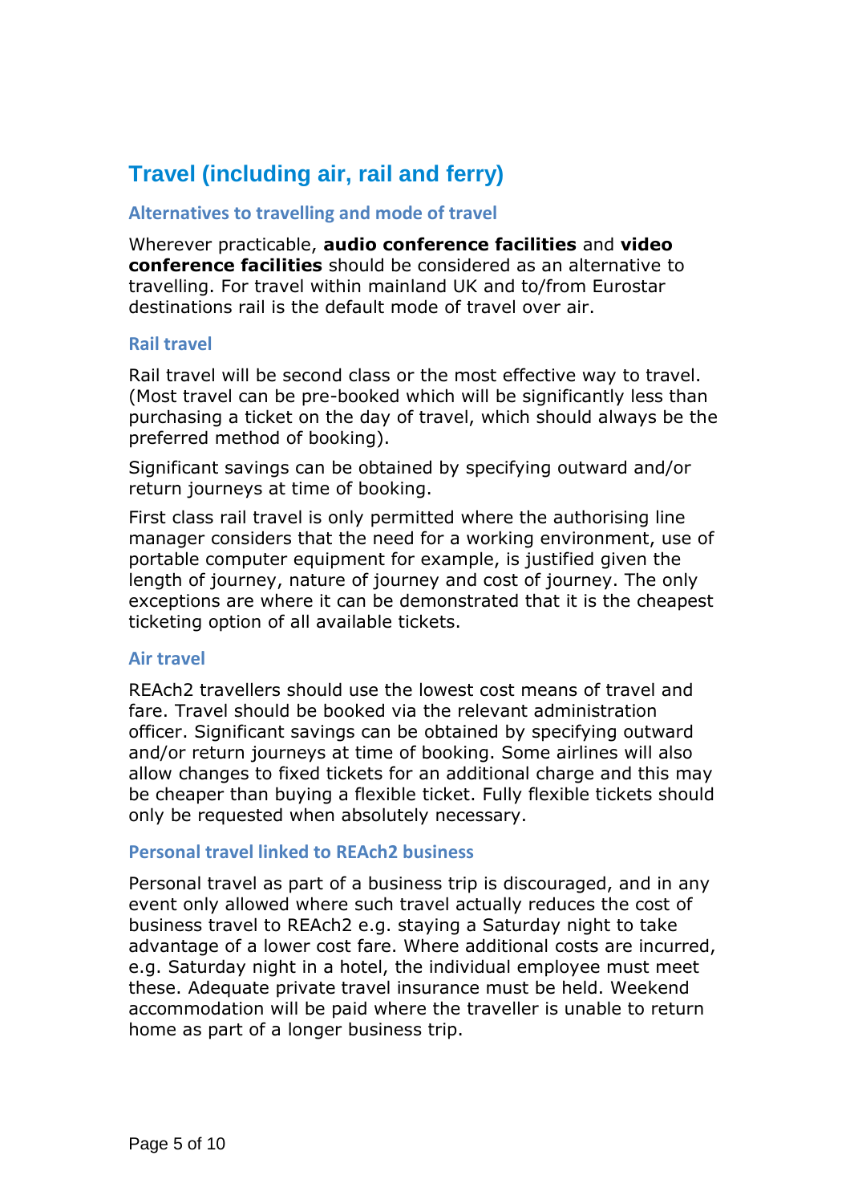# Travel (including air, rail and ferry)

## Alternatives to travelling and mode of travel

Wherever practicable, **audio conference facilities** and **video conference facilities** should be considered as an alternative to travelling. For travel within mainland UK and to/from Eurostar destinations rail is the default mode of travel over air.

## Rail travel

Rail travel will be second class or the most effective way to travel. (Most travel can be pre-booked which will be significantly less than purchasing a ticket on the day of travel, which should always be the preferred method of booking).

Significant savings can be obtained by specifying outward and/or return journeys at time of booking.

First class rail travel is only permitted where the authorising line manager considers that the need for a working environment, use of portable computer equipment for example, is justified given the length of journey, nature of journey and cost of journey. The only exceptions are where it can be demonstrated that it is the cheapest ticketing option of all available tickets.

## Air travel

REAch2 travellers should use the lowest cost means of travel and fare. Travel should be booked via the relevant administration officer. Significant savings can be obtained by specifying outward and/or return journeys at time of booking. Some airlines will also allow changes to fixed tickets for an additional charge and this may be cheaper than buying a flexible ticket. Fully flexible tickets should only be requested when absolutely necessary.

## Personal travel linked to REAch2 business

Personal travel as part of a business trip is discouraged, and in any event only allowed where such travel actually reduces the cost of business travel to REAch2 e.g. staying a Saturday night to take advantage of a lower cost fare. Where additional costs are incurred, e.g. Saturday night in a hotel, the individual employee must meet these. Adequate private travel insurance must be held. Weekend accommodation will be paid where the traveller is unable to return home as part of a longer business trip.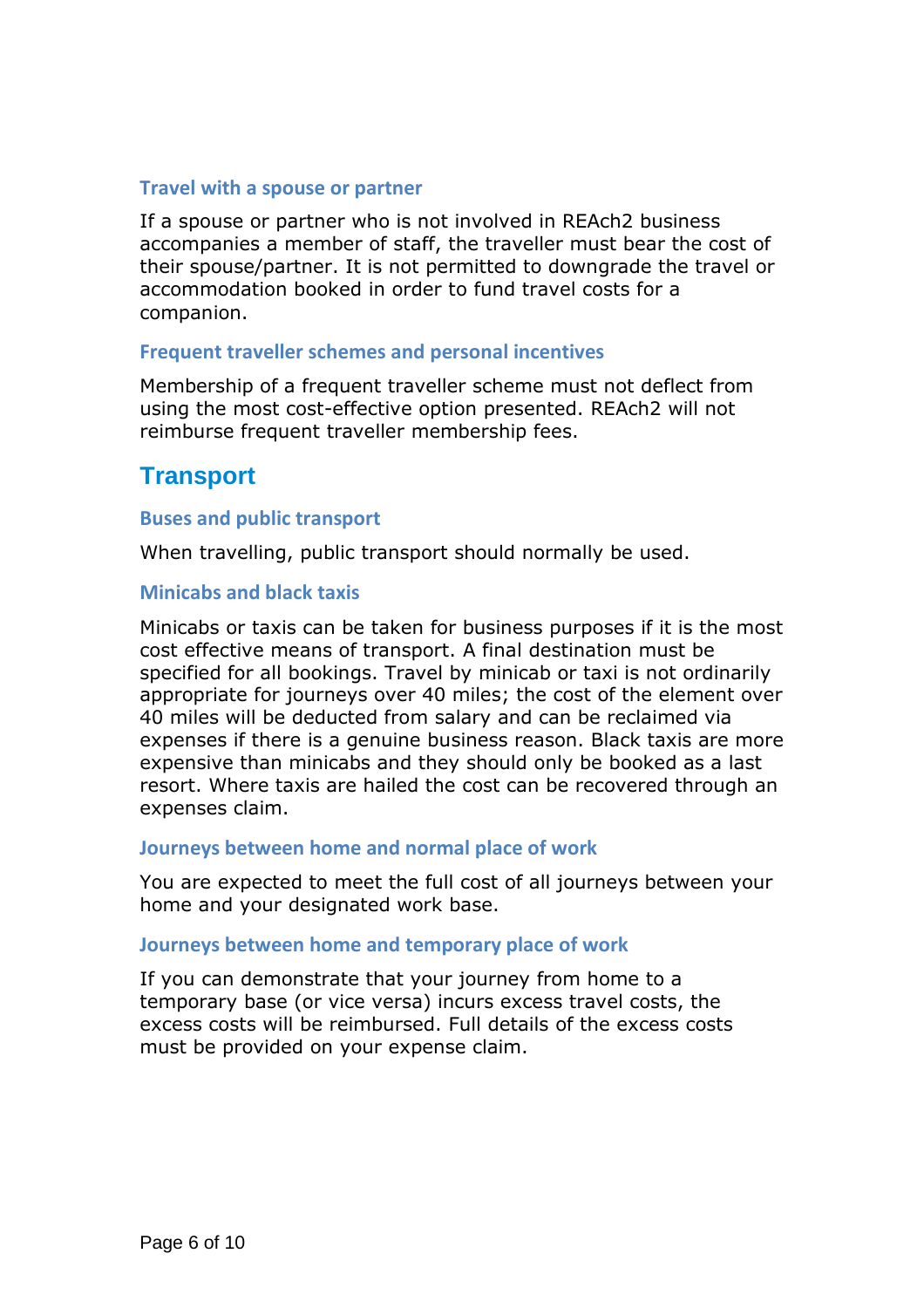### Travel with a spouse or partner

If a spouse or partner who is not involved in REAch2 business accompanies a member of staff, the traveller must bear the cost of their spouse/partner. It is not permitted to downgrade the travel or accommodation booked in order to fund travel costs for a companion.

### Frequent traveller schemes and personal incentives

Membership of a frequent traveller scheme must not deflect from using the most cost-effective option presented. REAch2 will not reimburse frequent traveller membership fees.

## Transport

### Buses and public transport

When travelling, public transport should normally be used.

### Minicabs and black taxis

Minicabs or taxis can be taken for business purposes if it is the most cost effective means of transport. A final destination must be specified for all bookings. Travel by minicab or taxi is not ordinarily appropriate for journeys over 40 miles; the cost of the element over 40 miles will be deducted from salary and can be reclaimed via expenses if there is a genuine business reason. Black taxis are more expensive than minicabs and they should only be booked as a last resort. Where taxis are hailed the cost can be recovered through an expenses claim.

### Journeys between home and normal place of work

You are expected to meet the full cost of all journeys between your home and your designated work base.

### Journeys between home and temporary place of work

If you can demonstrate that your journey from home to a temporary base (or vice versa) incurs excess travel costs, the excess costs will be reimbursed. Full details of the excess costs must be provided on your expense claim.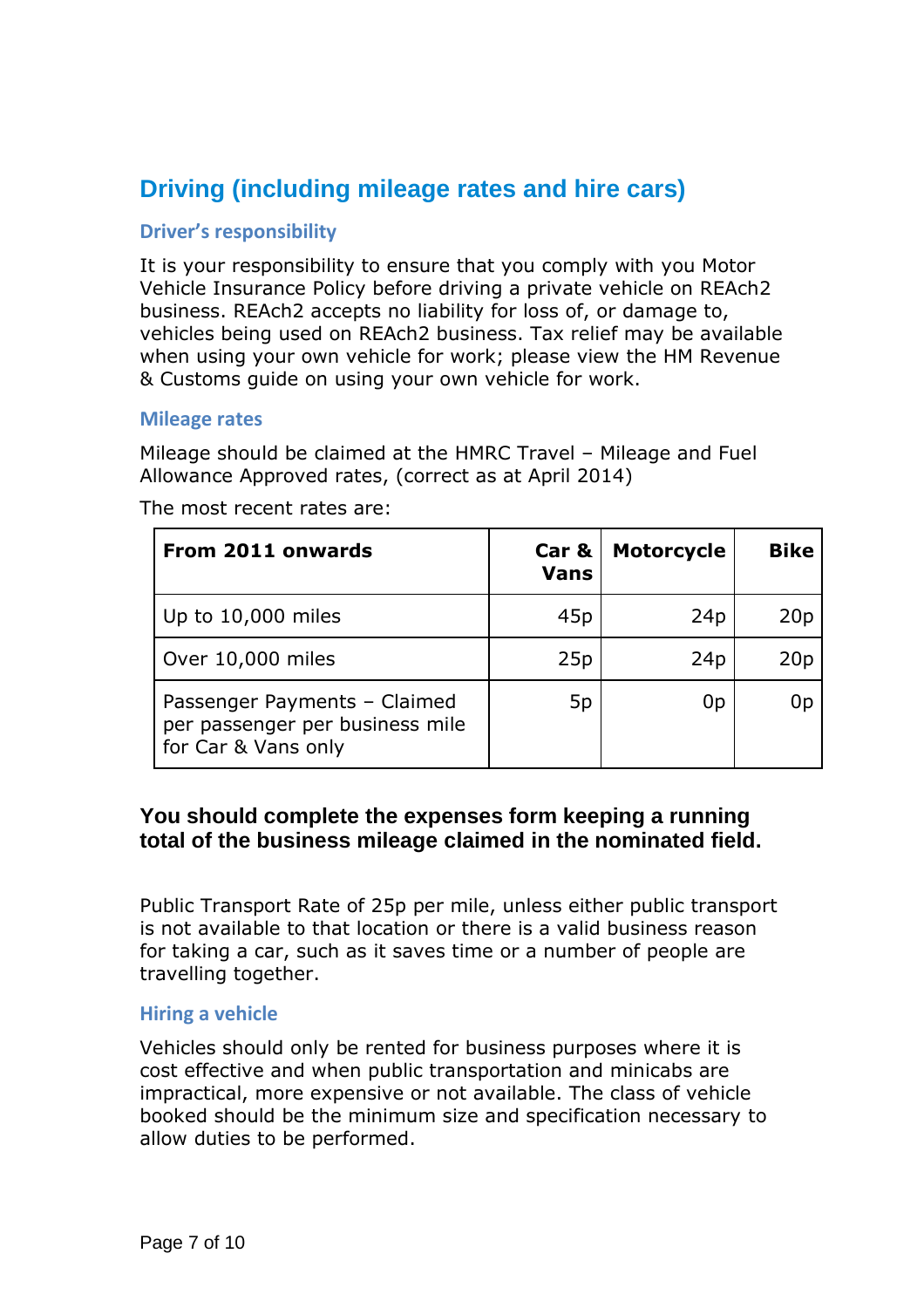## Driving (including mileage rates and hire cars)

### Driver's responsibility

It is your responsibility to ensure that you comply with you Motor Vehicle Insurance Policy before driving a private vehicle on REAch2 business. REAch2 accepts no liability for loss of, or damage to, vehicles being used on REAch2 business. Tax relief may be available when using your own vehicle for work; please view the HM Revenue & Customs guide on using your own vehicle for work.

### Mileage rates

Mileage should be claimed at the HMRC Travel – Mileage and Fuel Allowance Approved rates, (correct as at April 2014)

The most recent rates are:

| From 2011 onwards | Car & Vans | Motorcycle | Bike |
|---|---|---|---|
| Up to 10,000 miles | 45p | 24p | 20p |
| Over 10,000 miles | 25p | 24p | 20p |
| Passenger Payments – Claimed per passenger per business mile for Car & Vans only | 5p | 0p | 0p |

**You should complete the expenses form keeping a running total of the business mileage claimed in the nominated field.**

Public Transport Rate of 25p per mile, unless either public transport is not available to that location or there is a valid business reason for taking a car, such as it saves time or a number of people are travelling together.

### Hiring a vehicle

Vehicles should only be rented for business purposes where it is cost effective and when public transportation and minicabs are impractical, more expensive or not available. The class of vehicle booked should be the minimum size and specification necessary to allow duties to be performed.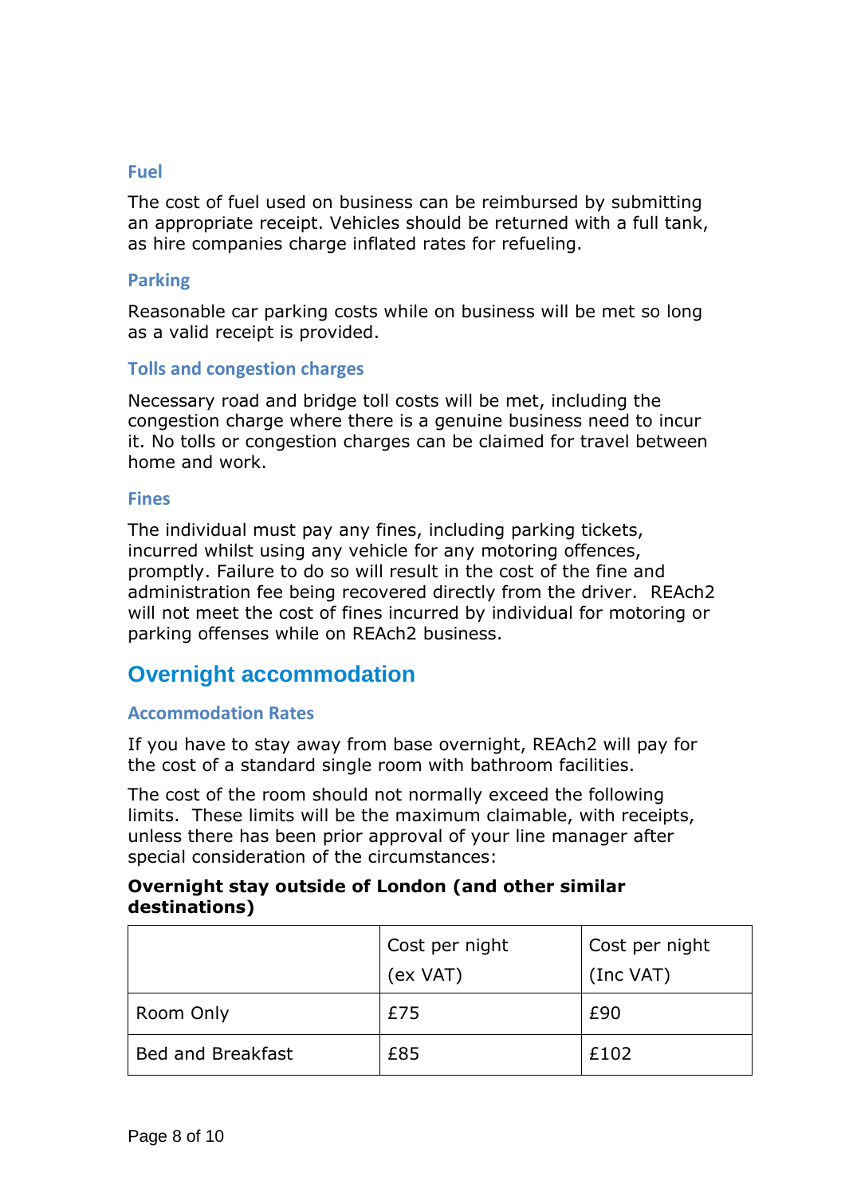### Fuel

The cost of fuel used on business can be reimbursed by submitting an appropriate receipt. Vehicles should be returned with a full tank, as hire companies charge inflated rates for refueling.

### Parking

Reasonable car parking costs while on business will be met so long as a valid receipt is provided.

### Tolls and congestion charges

Necessary road and bridge toll costs will be met, including the congestion charge where there is a genuine business need to incur it. No tolls or congestion charges can be claimed for travel between home and work.

### Fines

The individual must pay any fines, including parking tickets, incurred whilst using any vehicle for any motoring offences, promptly. Failure to do so will result in the cost of the fine and administration fee being recovered directly from the driver. REAch2 will not meet the cost of fines incurred by individual for motoring or parking offenses while on REAch2 business.

## Overnight accommodation

### Accommodation Rates

If you have to stay away from base overnight, REAch2 will pay for the cost of a standard single room with bathroom facilities.

The cost of the room should not normally exceed the following limits. These limits will be the maximum claimable, with receipts, unless there has been prior approval of your line manager after special consideration of the circumstances:

**Overnight stay outside of London (and other similar destinations)**

| | Cost per night (ex VAT) | Cost per night (Inc VAT) |
|---|---|---|
| Room Only | £75 | £90 |
| Bed and Breakfast | £85 | £102 |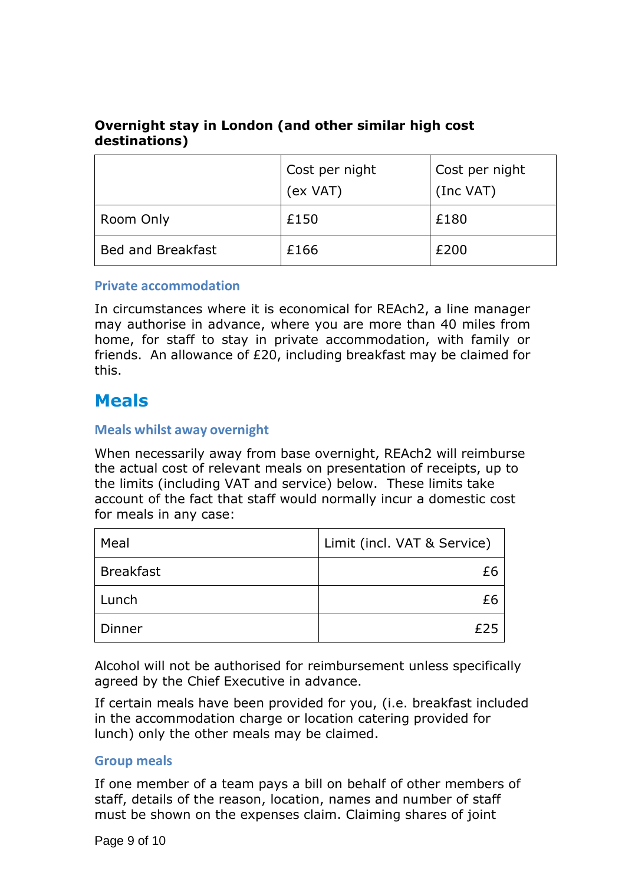**Overnight stay in London (and other similar high cost destinations)**

| | Cost per night (ex VAT) | Cost per night (Inc VAT) |
|---|---|---|
| Room Only | £150 | £180 |
| Bed and Breakfast | £166 | £200 |

### Private accommodation

In circumstances where it is economical for REAch2, a line manager may authorise in advance, where you are more than 40 miles from home, for staff to stay in private accommodation, with family or friends. An allowance of £20, including breakfast may be claimed for this.

## Meals

### Meals whilst away overnight

When necessarily away from base overnight, REAch2 will reimburse the actual cost of relevant meals on presentation of receipts, up to the limits (including VAT and service) below. These limits take account of the fact that staff would normally incur a domestic cost for meals in any case:

| Meal | Limit (incl. VAT & Service) |
|---|---:|
| Breakfast | £6 |
| Lunch | £6 |
| Dinner | £25 |

Alcohol will not be authorised for reimbursement unless specifically agreed by the Chief Executive in advance.

If certain meals have been provided for you, (i.e. breakfast included in the accommodation charge or location catering provided for lunch) only the other meals may be claimed.

### Group meals

If one member of a team pays a bill on behalf of other members of staff, details of the reason, location, names and number of staff must be shown on the expenses claim. Claiming shares of joint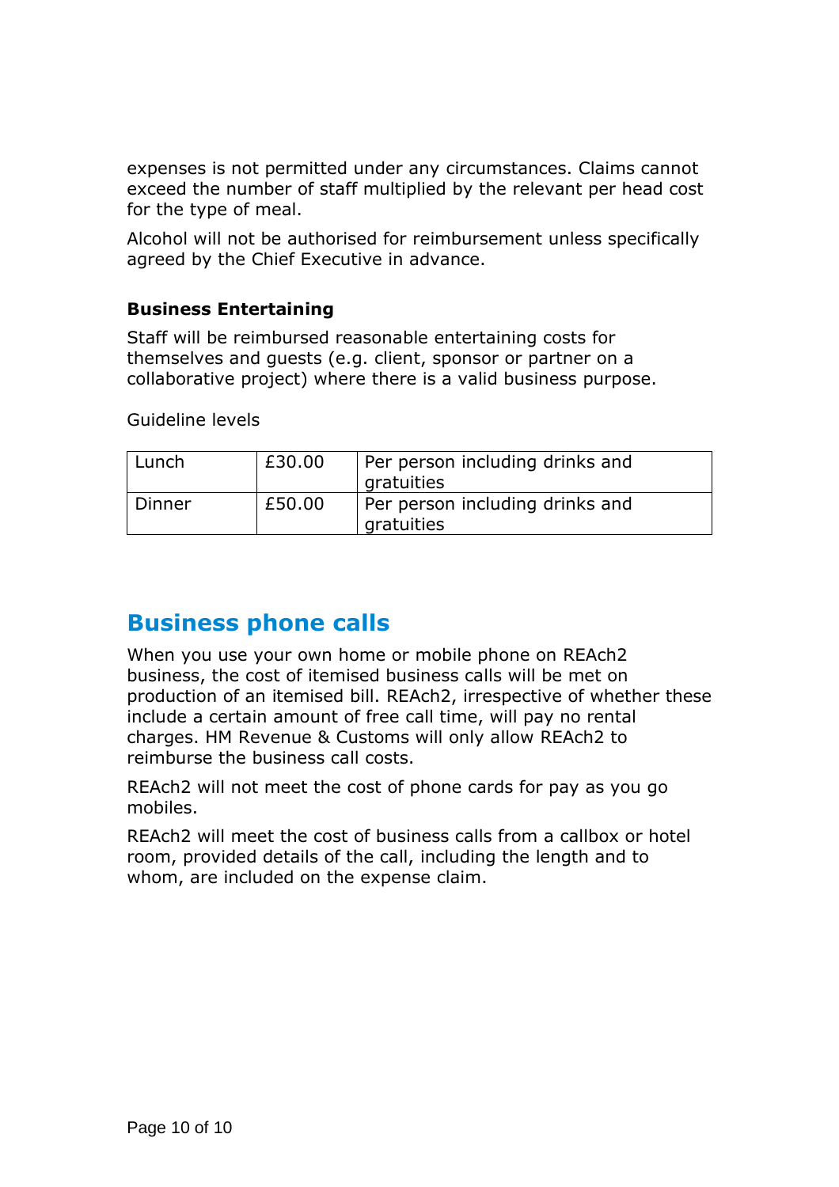expenses is not permitted under any circumstances. Claims cannot exceed the number of staff multiplied by the relevant per head cost for the type of meal.

Alcohol will not be authorised for reimbursement unless specifically agreed by the Chief Executive in advance.

**Business Entertaining**

Staff will be reimbursed reasonable entertaining costs for themselves and guests (e.g. client, sponsor or partner on a collaborative project) where there is a valid business purpose.

Guideline levels

| | | |
|---|---|---|
| Lunch | £30.00 | Per person including drinks and gratuities |
| Dinner | £50.00 | Per person including drinks and gratuities |

## Business phone calls

When you use your own home or mobile phone on REAch2 business, the cost of itemised business calls will be met on production of an itemised bill. REAch2, irrespective of whether these include a certain amount of free call time, will pay no rental charges. HM Revenue & Customs will only allow REAch2 to reimburse the business call costs.

REAch2 will not meet the cost of phone cards for pay as you go mobiles.

REAch2 will meet the cost of business calls from a callbox or hotel room, provided details of the call, including the length and to whom, are included on the expense claim.